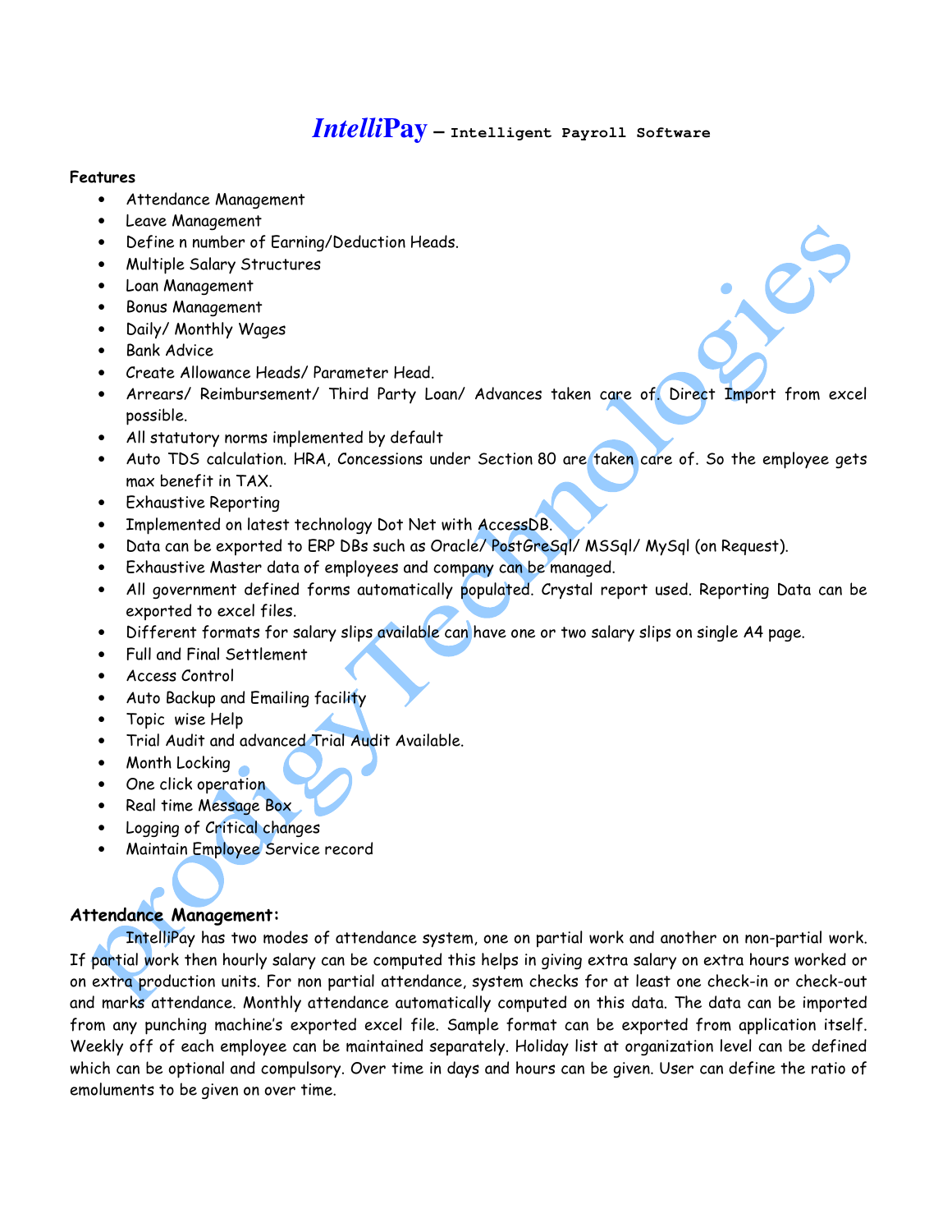# *Intelli*Pay – Intelligent Payroll Software

**Features**

- Attendance Management
- Leave Management
- Define n number of Earning/Deduction Heads.
- Multiple Salary Structures
- Loan Management
- Bonus Management
- Daily/ Monthly Wages
- Bank Advice
- Create Allowance Heads/ Parameter Head.
- Arrears/ Reimbursement/ Third Party Loan/ Advances taken care of. Direct Import from excel possible.
- All statutory norms implemented by default
- Auto TDS calculation. HRA, Concessions under Section 80 are taken care of. So the employee gets max benefit in TAX.
- Exhaustive Reporting
- Implemented on latest technology Dot Net with AccessDB.
- Data can be exported to ERP DBs such as Oracle/ PostGreSql/ MSSql/ MySql (on Request).
- Exhaustive Master data of employees and company can be managed.
- All government defined forms automatically populated. Crystal report used. Reporting Data can be exported to excel files.
- Different formats for salary slips available can have one or two salary slips on single A4 page.
- Full and Final Settlement
- Access Control
- Auto Backup and Emailing facility
- Topic wise Help
- Trial Audit and advanced Trial Audit Available.
- Month Locking
- One click operation
- Real time Message Box
- Logging of Critical changes
- Maintain Employee Service record

**Attendance Management:**

IntelliPay has two modes of attendance system, one on partial work and another on non-partial work. If partial work then hourly salary can be computed this helps in giving extra salary on extra hours worked or on extra production units. For non partial attendance, system checks for at least one check-in or check-out and marks attendance. Monthly attendance automatically computed on this data. The data can be imported from any punching machine's exported excel file. Sample format can be exported from application itself. Weekly off of each employee can be maintained separately. Holiday list at organization level can be defined which can be optional and compulsory. Over time in days and hours can be given. User can define the ratio of emoluments to be given on over time.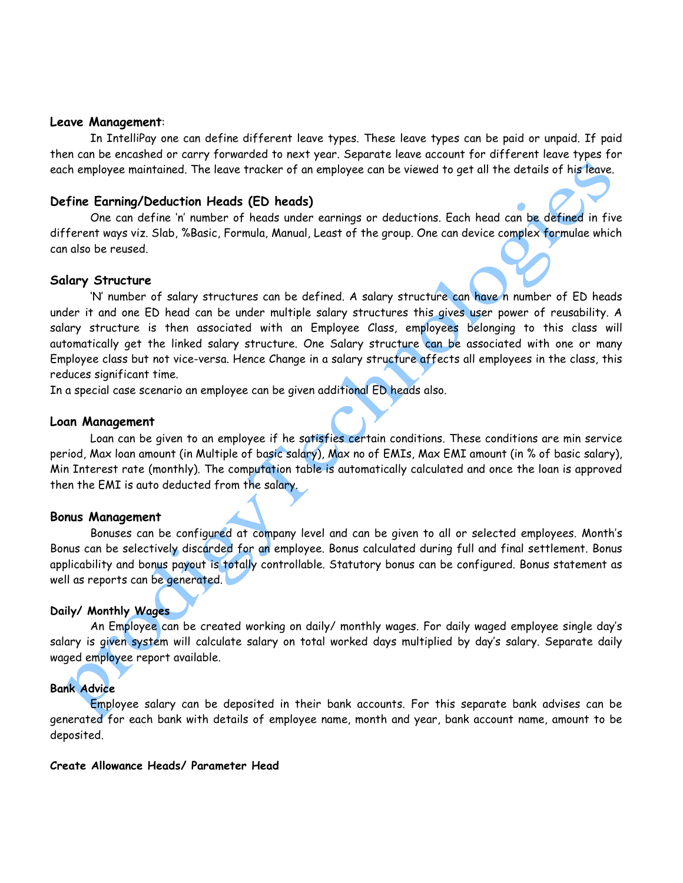**Leave Management**:

In IntelliPay one can define different leave types. These leave types can be paid or unpaid. If paid then can be encashed or carry forwarded to next year. Separate leave account for different leave types for each employee maintained. The leave tracker of an employee can be viewed to get all the details of his leave.

## Define Earning/Deduction Heads (ED heads)

One can define 'n' number of heads under earnings or deductions. Each head can be defined in five different ways viz. Slab, %Basic, Formula, Manual, Least of the group. One can device complex formulae which can also be reused.

## Salary Structure

'N' number of salary structures can be defined. A salary structure can have n number of ED heads under it and one ED head can be under multiple salary structures this gives user power of reusability. A salary structure is then associated with an Employee Class, employees belonging to this class will automatically get the linked salary structure. One Salary structure can be associated with one or many Employee class but not vice-versa. Hence Change in a salary structure affects all employees in the class, this reduces significant time.

In a special case scenario an employee can be given additional ED heads also.

## Loan Management

Loan can be given to an employee if he satisfies certain conditions. These conditions are min service period, Max loan amount (in Multiple of basic salary), Max no of EMIs, Max EMI amount (in % of basic salary), Min Interest rate (monthly). The computation table is automatically calculated and once the loan is approved then the EMI is auto deducted from the salary.

## Bonus Management

Bonuses can be configured at company level and can be given to all or selected employees. Month's Bonus can be selectively discarded for an employee. Bonus calculated during full and final settlement. Bonus applicability and bonus payout is totally controllable. Statutory bonus can be configured. Bonus statement as well as reports can be generated.

**Daily/ Monthly Wages**

An Employee can be created working on daily/ monthly wages. For daily waged employee single day's salary is given system will calculate salary on total worked days multiplied by day's salary. Separate daily waged employee report available.

**Bank Advice**

Employee salary can be deposited in their bank accounts. For this separate bank advises can be generated for each bank with details of employee name, month and year, bank account name, amount to be deposited.

**Create Allowance Heads/ Parameter Head**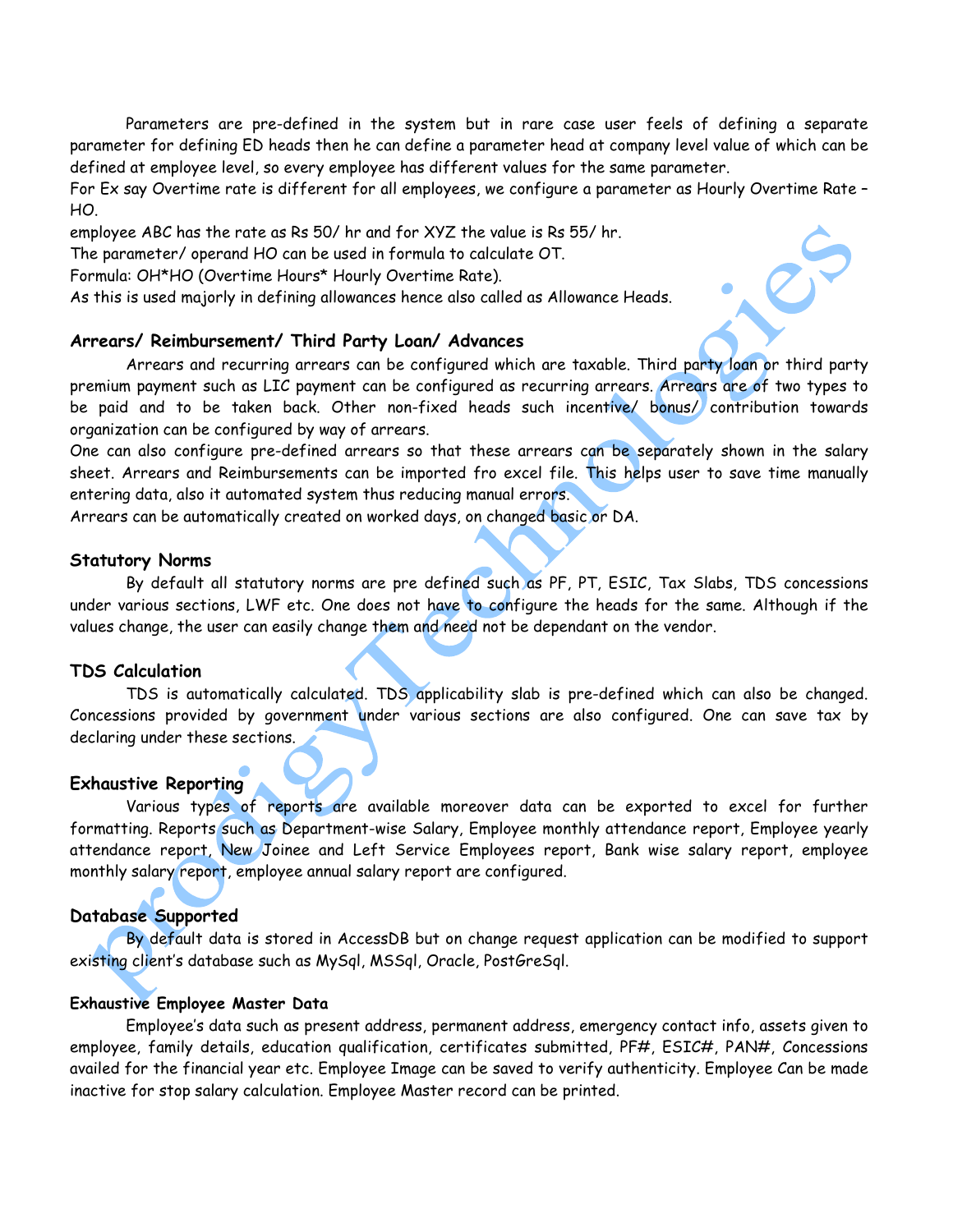Parameters are pre-defined in the system but in rare case user feels of defining a separate parameter for defining ED heads then he can define a parameter head at company level value of which can be defined at employee level, so every employee has different values for the same parameter.
For Ex say Overtime rate is different for all employees, we configure a parameter as Hourly Overtime Rate – HO.
employee ABC has the rate as Rs 50/ hr and for XYZ the value is Rs 55/ hr.
The parameter/ operand HO can be used in formula to calculate OT.
Formula: OH*HO (Overtime Hours* Hourly Overtime Rate).
As this is used majorly in defining allowances hence also called as Allowance Heads.

### Arrears/ Reimbursement/ Third Party Loan/ Advances

Arrears and recurring arrears can be configured which are taxable. Third party loan or third party premium payment such as LIC payment can be configured as recurring arrears. Arrears are of two types to be paid and to be taken back. Other non-fixed heads such incentive/ bonus/ contribution towards organization can be configured by way of arrears.
One can also configure pre-defined arrears so that these arrears can be separately shown in the salary sheet. Arrears and Reimbursements can be imported fro excel file. This helps user to save time manually entering data, also it automated system thus reducing manual errors.
Arrears can be automatically created on worked days, on changed basic or DA.

### Statutory Norms

By default all statutory norms are pre defined such as PF, PT, ESIC, Tax Slabs, TDS concessions under various sections, LWF etc. One does not have to configure the heads for the same. Although if the values change, the user can easily change them and need not be dependant on the vendor.

### TDS Calculation

TDS is automatically calculated. TDS applicability slab is pre-defined which can also be changed. Concessions provided by government under various sections are also configured. One can save tax by declaring under these sections.

### Exhaustive Reporting

Various types of reports are available moreover data can be exported to excel for further formatting. Reports such as Department-wise Salary, Employee monthly attendance report, Employee yearly attendance report, New Joinee and Left Service Employees report, Bank wise salary report, employee monthly salary report, employee annual salary report are configured.

### Database Supported

By default data is stored in AccessDB but on change request application can be modified to support existing client's database such as MySql, MSSql, Oracle, PostGreSql.

#### Exhaustive Employee Master Data

Employee's data such as present address, permanent address, emergency contact info, assets given to employee, family details, education qualification, certificates submitted, PF#, ESIC#, PAN#, Concessions availed for the financial year etc. Employee Image can be saved to verify authenticity. Employee Can be made inactive for stop salary calculation. Employee Master record can be printed.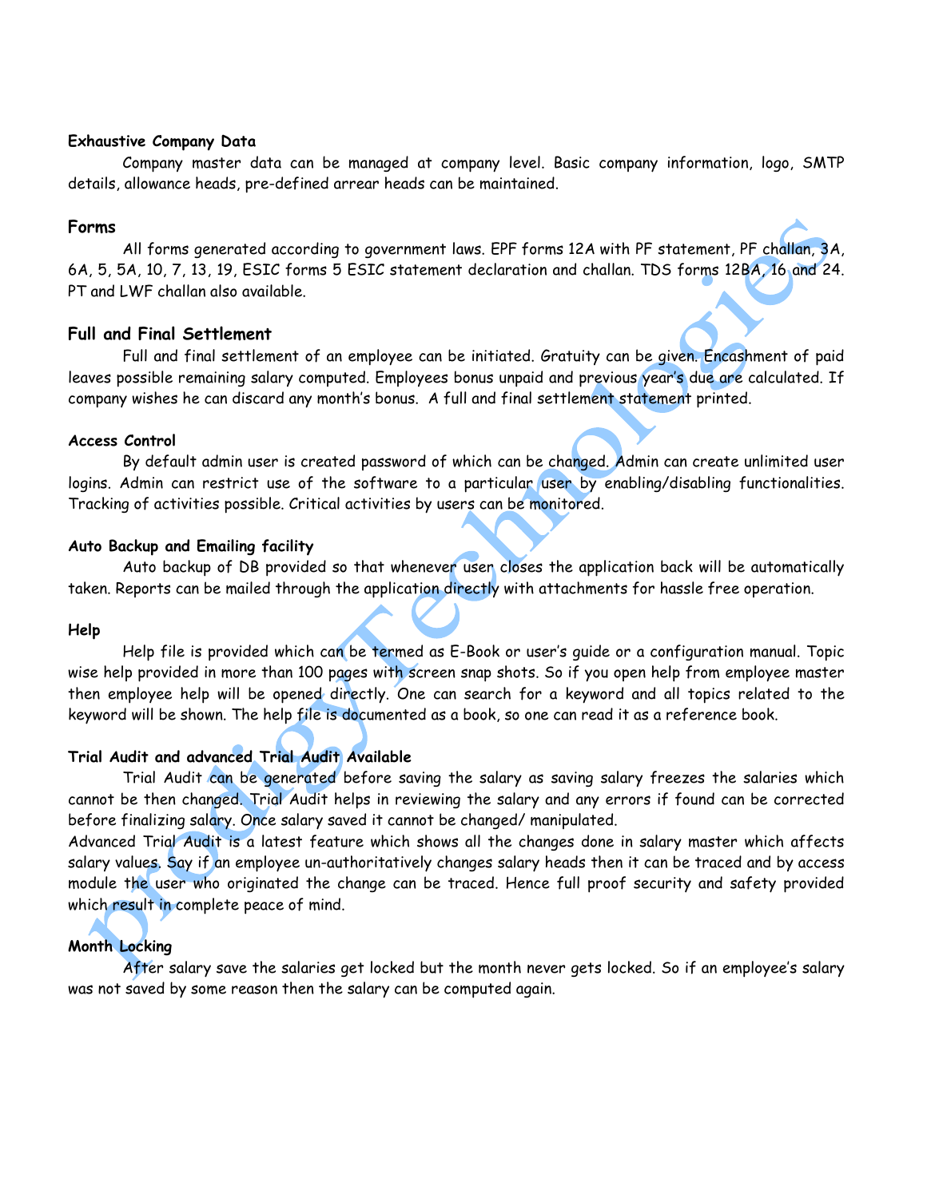**Exhaustive Company Data**

Company master data can be managed at company level. Basic company information, logo, SMTP details, allowance heads, pre-defined arrear heads can be maintained.

## Forms

All forms generated according to government laws. EPF forms 12A with PF statement, PF challan, 3A, 6A, 5, 5A, 10, 7, 13, 19, ESIC forms 5 ESIC statement declaration and challan. TDS forms 12BA, 16 and 24. PT and LWF challan also available.

## Full and Final Settlement

Full and final settlement of an employee can be initiated. Gratuity can be given. Encashment of paid leaves possible remaining salary computed. Employees bonus unpaid and previous year's due are calculated. If company wishes he can discard any month's bonus. A full and final settlement statement printed.

**Access Control**

By default admin user is created password of which can be changed. Admin can create unlimited user logins. Admin can restrict use of the software to a particular user by enabling/disabling functionalities. Tracking of activities possible. Critical activities by users can be monitored.

**Auto Backup and Emailing facility**

Auto backup of DB provided so that whenever user closes the application back will be automatically taken. Reports can be mailed through the application directly with attachments for hassle free operation.

**Help**

Help file is provided which can be termed as E-Book or user's guide or a configuration manual. Topic wise help provided in more than 100 pages with screen snap shots. So if you open help from employee master then employee help will be opened directly. One can search for a keyword and all topics related to the keyword will be shown. The help file is documented as a book, so one can read it as a reference book.

**Trial Audit and advanced Trial Audit Available**

Trial Audit can be generated before saving the salary as saving salary freezes the salaries which cannot be then changed. Trial Audit helps in reviewing the salary and any errors if found can be corrected before finalizing salary. Once salary saved it cannot be changed/ manipulated.
Advanced Trial Audit is a latest feature which shows all the changes done in salary master which affects salary values. Say if an employee un-authoritatively changes salary heads then it can be traced and by access module the user who originated the change can be traced. Hence full proof security and safety provided which result in complete peace of mind.

**Month Locking**

After salary save the salaries get locked but the month never gets locked. So if an employee's salary was not saved by some reason then the salary can be computed again.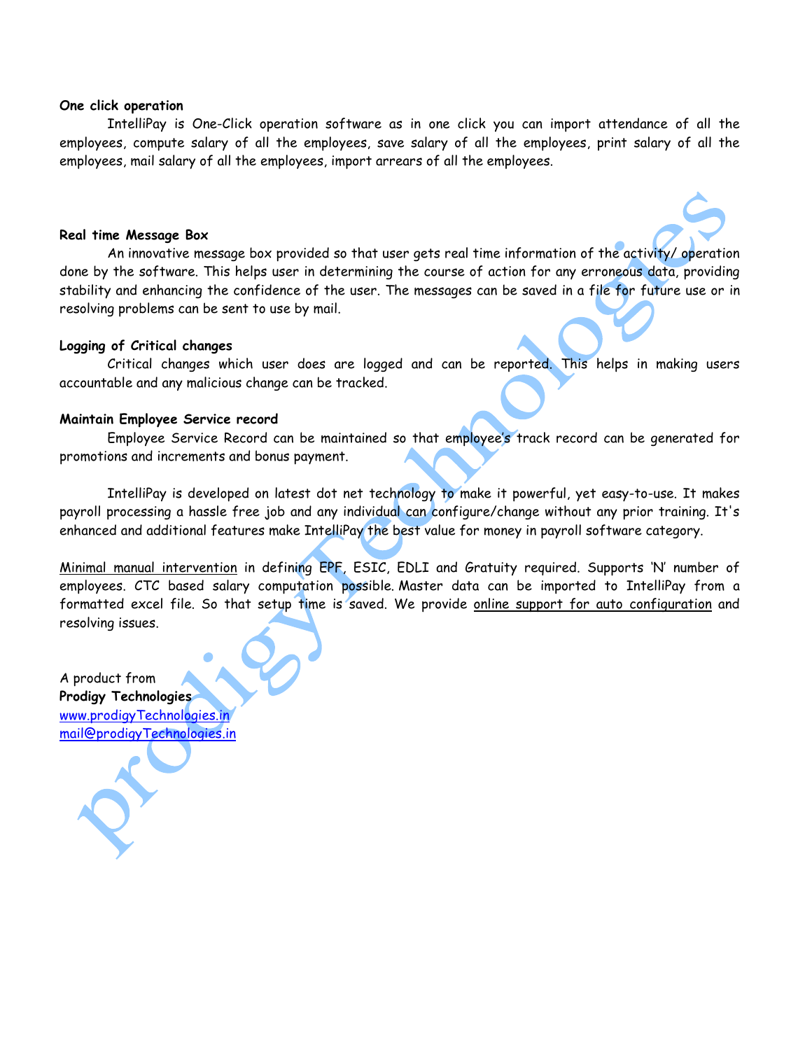**One click operation**

IntelliPay is One-Click operation software as in one click you can import attendance of all the employees, compute salary of all the employees, save salary of all the employees, print salary of all the employees, mail salary of all the employees, import arrears of all the employees.

**Real time Message Box**

An innovative message box provided so that user gets real time information of the activity/ operation done by the software. This helps user in determining the course of action for any erroneous data, providing stability and enhancing the confidence of the user. The messages can be saved in a file for future use or in resolving problems can be sent to use by mail.

**Logging of Critical changes**

Critical changes which user does are logged and can be reported. This helps in making users accountable and any malicious change can be tracked.

**Maintain Employee Service record**

Employee Service Record can be maintained so that employee's track record can be generated for promotions and increments and bonus payment.

IntelliPay is developed on latest dot net technology to make it powerful, yet easy-to-use. It makes payroll processing a hassle free job and any individual can configure/change without any prior training. It's enhanced and additional features make IntelliPay the best value for money in payroll software category.

Minimal manual intervention in defining EPF, ESIC, EDLI and Gratuity required. Supports 'N' number of employees. CTC based salary computation possible. Master data can be imported to IntelliPay from a formatted excel file. So that setup time is saved. We provide online support for auto configuration and resolving issues.

A product from
**Prodigy Technologies**
www.prodigyTechnologies.in
mail@prodigyTechnologies.in